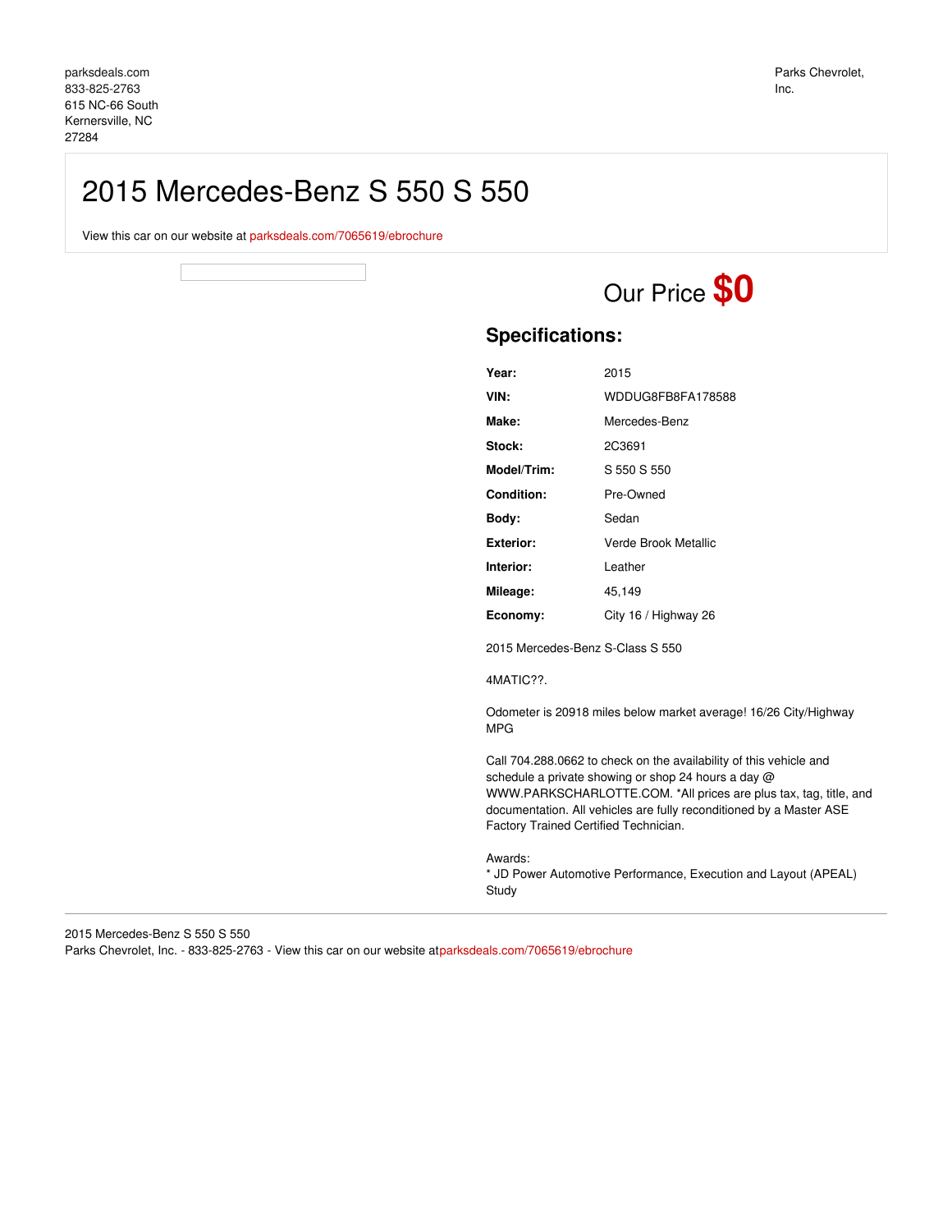parksdeals.com
833-825-2763
615 NC-66 South
Kernersville, NC
27284

Parks Chevrolet, Inc.

# 2015 Mercedes-Benz S 550 S 550

View this car on our website at parksdeals.com/7065619/ebrochure

Our Price **$0**

## Specifications:

| | |
|---|---|
| **Year:** | 2015 |
| **VIN:** | WDDUG8FB8FA178588 |
| **Make:** | Mercedes-Benz |
| **Stock:** | 2C3691 |
| **Model/Trim:** | S 550 S 550 |
| **Condition:** | Pre-Owned |
| **Body:** | Sedan |
| **Exterior:** | Verde Brook Metallic |
| **Interior:** | Leather |
| **Mileage:** | 45,149 |
| **Economy:** | City 16 / Highway 26 |

2015 Mercedes-Benz S-Class S 550

4MATIC??.

Odometer is 20918 miles below market average! 16/26 City/Highway MPG

Call 704.288.0662 to check on the availability of this vehicle and schedule a private showing or shop 24 hours a day @ WWW.PARKSCHARLOTTE.COM. *All prices are plus tax, tag, title, and documentation. All vehicles are fully reconditioned by a Master ASE Factory Trained Certified Technician.

Awards:
* JD Power Automotive Performance, Execution and Layout (APEAL) Study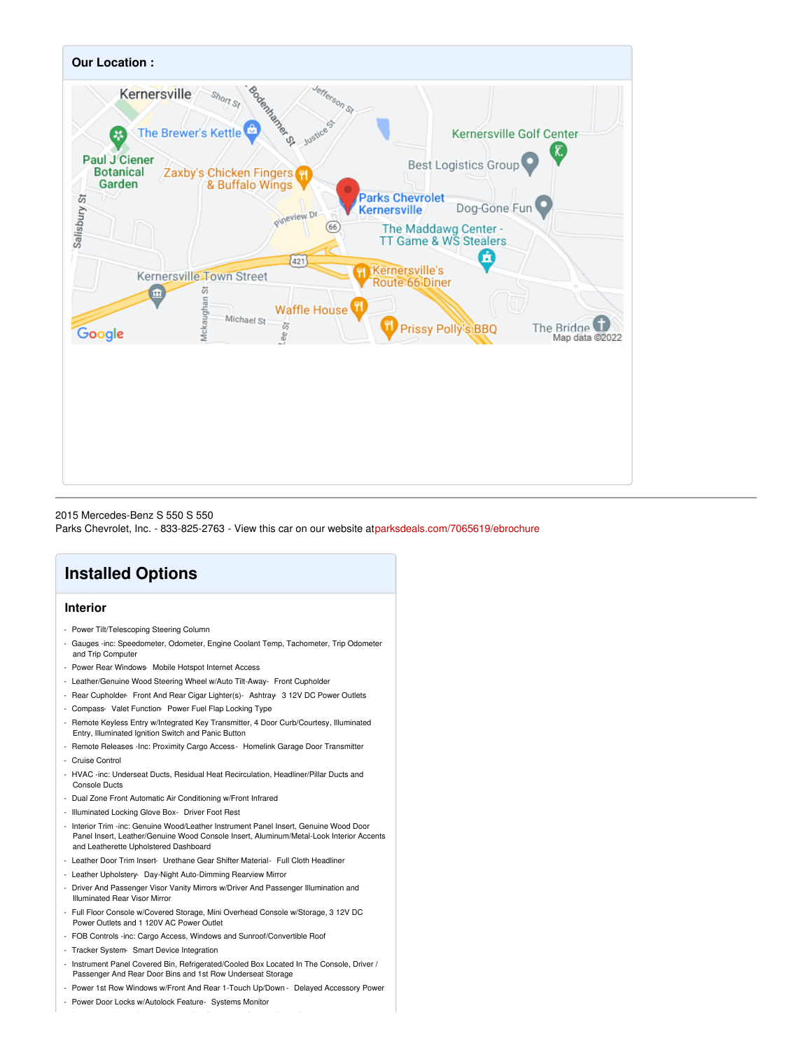## Our Location :

2015 Mercedes-Benz S 550 S 550
Parks Chevrolet, Inc. - 833-825-2763 - View this car on our website at parksdeals.com/7065619/ebrochure

# Installed Options

### Interior

- Power Tilt/Telescoping Steering Column
- Gauges -inc: Speedometer, Odometer, Engine Coolant Temp, Tachometer, Trip Odometer and Trip Computer
- Power Rear Windows- Mobile Hotspot Internet Access
- Leather/Genuine Wood Steering Wheel w/Auto Tilt-Away- Front Cupholder
- Rear Cupholder- Front And Rear Cigar Lighter(s)- Ashtray- 3 12V DC Power Outlets
- Compass- Valet Function- Power Fuel Flap Locking Type
- Remote Keyless Entry w/Integrated Key Transmitter, 4 Door Curb/Courtesy, Illuminated Entry, Illuminated Ignition Switch and Panic Button
- Remote Releases -Inc: Proximity Cargo Access- Homelink Garage Door Transmitter
- Cruise Control
- HVAC -inc: Underseat Ducts, Residual Heat Recirculation, Headliner/Pillar Ducts and Console Ducts
- Dual Zone Front Automatic Air Conditioning w/Front Infrared
- Illuminated Locking Glove Box- Driver Foot Rest
- Interior Trim -inc: Genuine Wood/Leather Instrument Panel Insert, Genuine Wood Door Panel Insert, Leather/Genuine Wood Console Insert, Aluminum/Metal-Look Interior Accents and Leatherette Upholstered Dashboard
- Leather Door Trim Insert- Urethane Gear Shifter Material- Full Cloth Headliner
- Leather Upholstery- Day-Night Auto-Dimming Rearview Mirror
- Driver And Passenger Visor Vanity Mirrors w/Driver And Passenger Illumination and Illuminated Rear Visor Mirror
- Full Floor Console w/Covered Storage, Mini Overhead Console w/Storage, 3 12V DC Power Outlets and 1 120V AC Power Outlet
- FOB Controls -inc: Cargo Access, Windows and Sunroof/Convertible Roof
- Tracker System- Smart Device Integration
- Instrument Panel Covered Bin, Refrigerated/Cooled Box Located In The Console, Driver / Passenger And Rear Door Bins and 1st Row Underseat Storage
- Power 1st Row Windows w/Front And Rear 1-Touch Up/Down - Delayed Accessory Power
- Power Door Locks w/Autolock Feature- Systems Monitor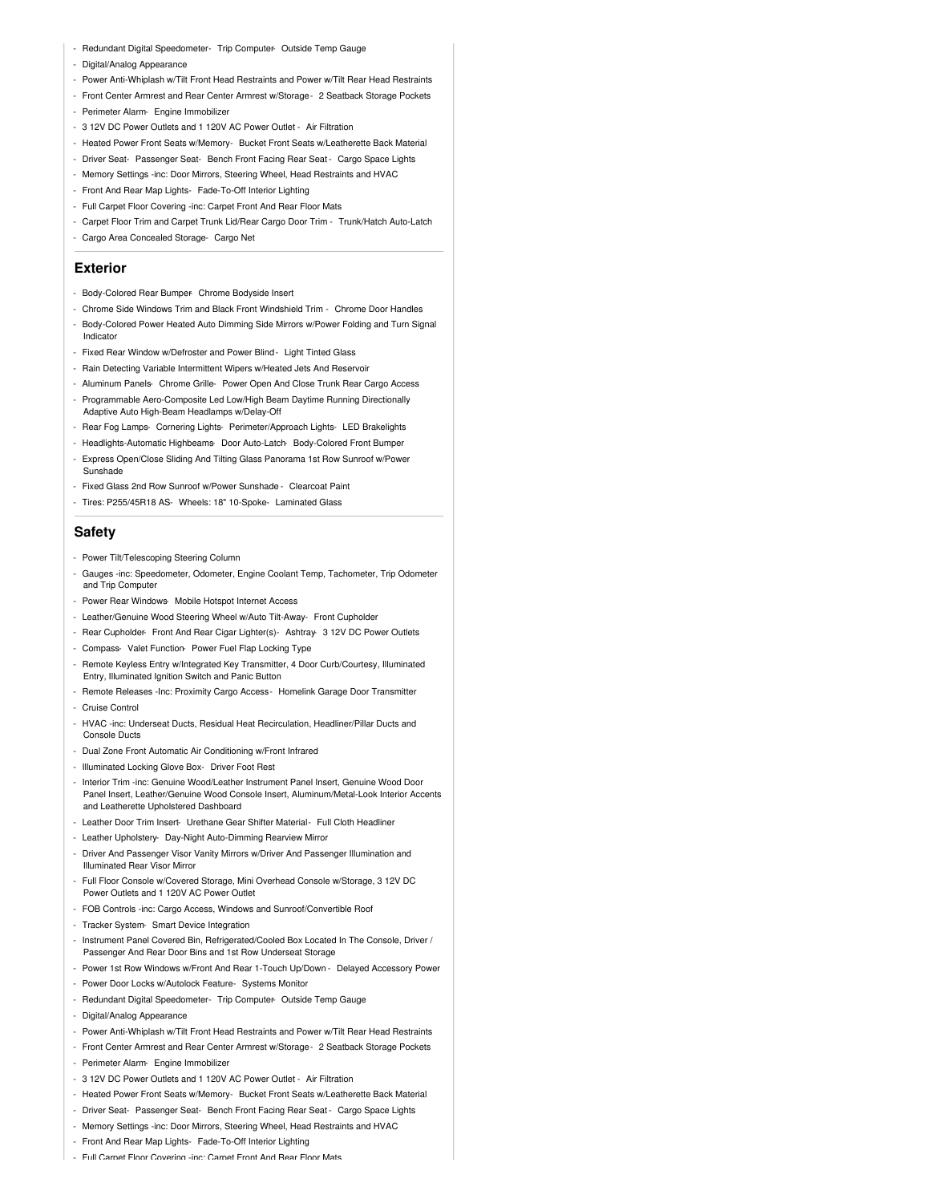- Redundant Digital Speedometer- Trip Computer- Outside Temp Gauge
- Digital/Analog Appearance
- Power Anti-Whiplash w/Tilt Front Head Restraints and Power w/Tilt Rear Head Restraints
- Front Center Armrest and Rear Center Armrest w/Storage - 2 Seatback Storage Pockets
- Perimeter Alarm- Engine Immobilizer
- 3 12V DC Power Outlets and 1 120V AC Power Outlet - Air Filtration
- Heated Power Front Seats w/Memory- Bucket Front Seats w/Leatherette Back Material
- Driver Seat- Passenger Seat- Bench Front Facing Rear Seat - Cargo Space Lights
- Memory Settings -inc: Door Mirrors, Steering Wheel, Head Restraints and HVAC
- Front And Rear Map Lights- Fade-To-Off Interior Lighting
- Full Carpet Floor Covering -inc: Carpet Front And Rear Floor Mats
- Carpet Floor Trim and Carpet Trunk Lid/Rear Cargo Door Trim - Trunk/Hatch Auto-Latch
- Cargo Area Concealed Storage- Cargo Net

## Exterior

- Body-Colored Rear Bumper- Chrome Bodyside Insert
- Chrome Side Windows Trim and Black Front Windshield Trim - Chrome Door Handles
- Body-Colored Power Heated Auto Dimming Side Mirrors w/Power Folding and Turn Signal Indicator
- Fixed Rear Window w/Defroster and Power Blind - Light Tinted Glass
- Rain Detecting Variable Intermittent Wipers w/Heated Jets And Reservoir
- Aluminum Panels- Chrome Grille- Power Open And Close Trunk Rear Cargo Access
- Programmable Aero-Composite Led Low/High Beam Daytime Running Directionally Adaptive Auto High-Beam Headlamps w/Delay-Off
- Rear Fog Lamps- Cornering Lights- Perimeter/Approach Lights- LED Brakelights
- Headlights-Automatic Highbeams- Door Auto-Latch- Body-Colored Front Bumper
- Express Open/Close Sliding And Tilting Glass Panorama 1st Row Sunroof w/Power Sunshade
- Fixed Glass 2nd Row Sunroof w/Power Sunshade - Clearcoat Paint
- Tires: P255/45R18 AS- Wheels: 18" 10-Spoke- Laminated Glass

## Safety

- Power Tilt/Telescoping Steering Column
- Gauges -inc: Speedometer, Odometer, Engine Coolant Temp, Tachometer, Trip Odometer and Trip Computer
- Power Rear Windows- Mobile Hotspot Internet Access
- Leather/Genuine Wood Steering Wheel w/Auto Tilt-Away- Front Cupholder
- Rear Cupholder- Front And Rear Cigar Lighter(s)- Ashtray- 3 12V DC Power Outlets
- Compass- Valet Function- Power Fuel Flap Locking Type
- Remote Keyless Entry w/Integrated Key Transmitter, 4 Door Curb/Courtesy, Illuminated Entry, Illuminated Ignition Switch and Panic Button
- Remote Releases -Inc: Proximity Cargo Access - Homelink Garage Door Transmitter
- Cruise Control
- HVAC -inc: Underseat Ducts, Residual Heat Recirculation, Headliner/Pillar Ducts and Console Ducts
- Dual Zone Front Automatic Air Conditioning w/Front Infrared
- Illuminated Locking Glove Box- Driver Foot Rest
- Interior Trim -inc: Genuine Wood/Leather Instrument Panel Insert, Genuine Wood Door Panel Insert, Leather/Genuine Wood Console Insert, Aluminum/Metal-Look Interior Accents and Leatherette Upholstered Dashboard
- Leather Door Trim Insert- Urethane Gear Shifter Material - Full Cloth Headliner
- Leather Upholstery- Day-Night Auto-Dimming Rearview Mirror
- Driver And Passenger Visor Vanity Mirrors w/Driver And Passenger Illumination and Illuminated Rear Visor Mirror
- Full Floor Console w/Covered Storage, Mini Overhead Console w/Storage, 3 12V DC Power Outlets and 1 120V AC Power Outlet
- FOB Controls -inc: Cargo Access, Windows and Sunroof/Convertible Roof
- Tracker System- Smart Device Integration
- Instrument Panel Covered Bin, Refrigerated/Cooled Box Located In The Console, Driver / Passenger And Rear Door Bins and 1st Row Underseat Storage
- Power 1st Row Windows w/Front And Rear 1-Touch Up/Down - Delayed Accessory Power
- Power Door Locks w/Autolock Feature- Systems Monitor
- Redundant Digital Speedometer- Trip Computer- Outside Temp Gauge
- Digital/Analog Appearance
- Power Anti-Whiplash w/Tilt Front Head Restraints and Power w/Tilt Rear Head Restraints
- Front Center Armrest and Rear Center Armrest w/Storage - 2 Seatback Storage Pockets
- Perimeter Alarm- Engine Immobilizer
- 3 12V DC Power Outlets and 1 120V AC Power Outlet - Air Filtration
- Heated Power Front Seats w/Memory- Bucket Front Seats w/Leatherette Back Material
- Driver Seat- Passenger Seat- Bench Front Facing Rear Seat - Cargo Space Lights
- Memory Settings -inc: Door Mirrors, Steering Wheel, Head Restraints and HVAC
- Front And Rear Map Lights- Fade-To-Off Interior Lighting
- Full Carpet Floor Covering -inc: Carpet Front And Rear Floor Mats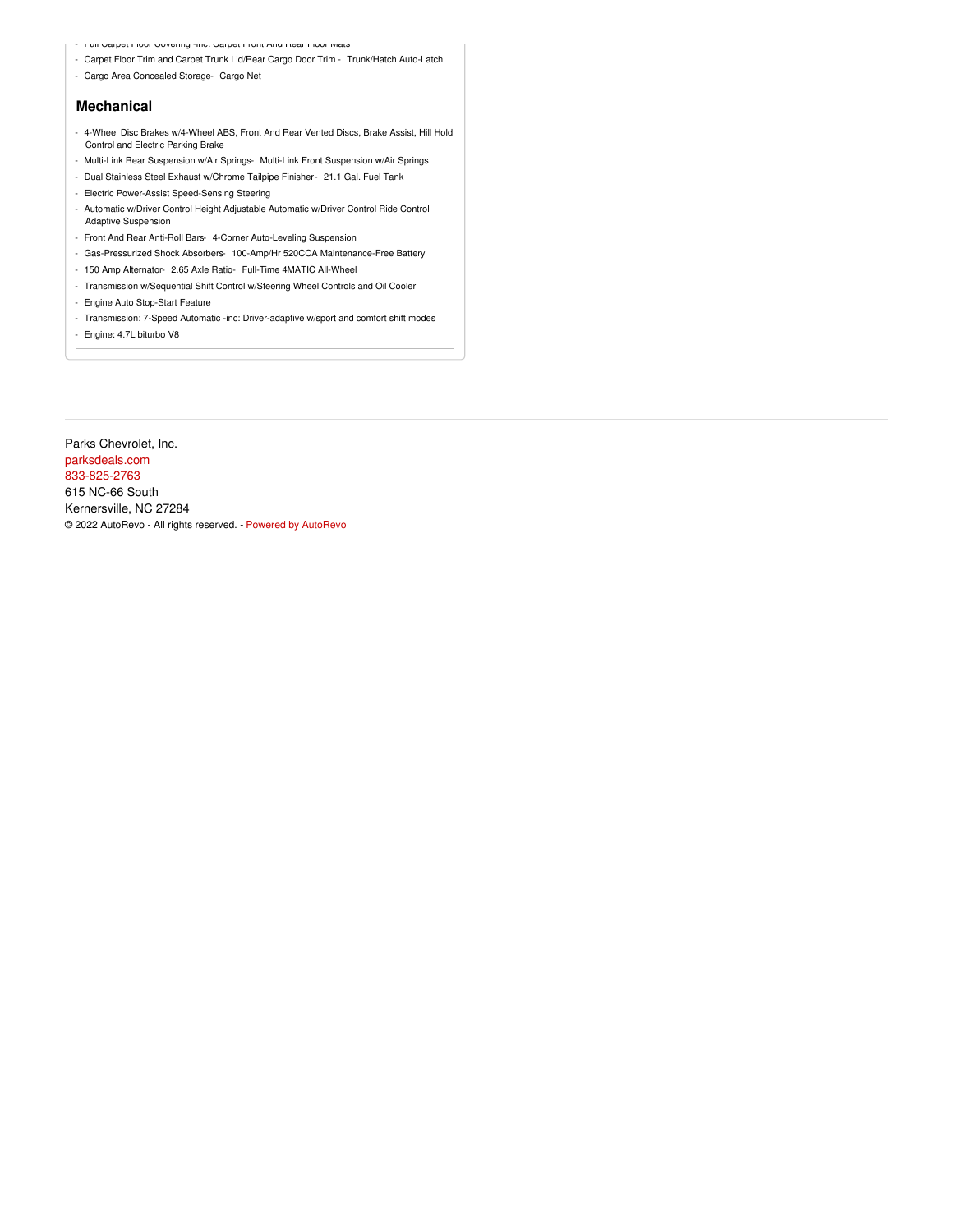- Full Carpet Floor Covering -inc: Carpet Front And Rear Floor Mats
- Carpet Floor Trim and Carpet Trunk Lid/Rear Cargo Door Trim - Trunk/Hatch Auto-Latch
- Cargo Area Concealed Storage- Cargo Net

## Mechanical

- 4-Wheel Disc Brakes w/4-Wheel ABS, Front And Rear Vented Discs, Brake Assist, Hill Hold Control and Electric Parking Brake
- Multi-Link Rear Suspension w/Air Springs- Multi-Link Front Suspension w/Air Springs
- Dual Stainless Steel Exhaust w/Chrome Tailpipe Finisher- 21.1 Gal. Fuel Tank
- Electric Power-Assist Speed-Sensing Steering
- Automatic w/Driver Control Height Adjustable Automatic w/Driver Control Ride Control Adaptive Suspension
- Front And Rear Anti-Roll Bars- 4-Corner Auto-Leveling Suspension
- Gas-Pressurized Shock Absorbers- 100-Amp/Hr 520CCA Maintenance-Free Battery
- 150 Amp Alternator- 2.65 Axle Ratio- Full-Time 4MATIC All-Wheel
- Transmission w/Sequential Shift Control w/Steering Wheel Controls and Oil Cooler
- Engine Auto Stop-Start Feature
- Transmission: 7-Speed Automatic -inc: Driver-adaptive w/sport and comfort shift modes
- Engine: 4.7L biturbo V8

Parks Chevrolet, Inc.
parksdeals.com
833-825-2763
615 NC-66 South
Kernersville, NC 27284
© 2022 AutoRevo - All rights reserved. - Powered by AutoRevo